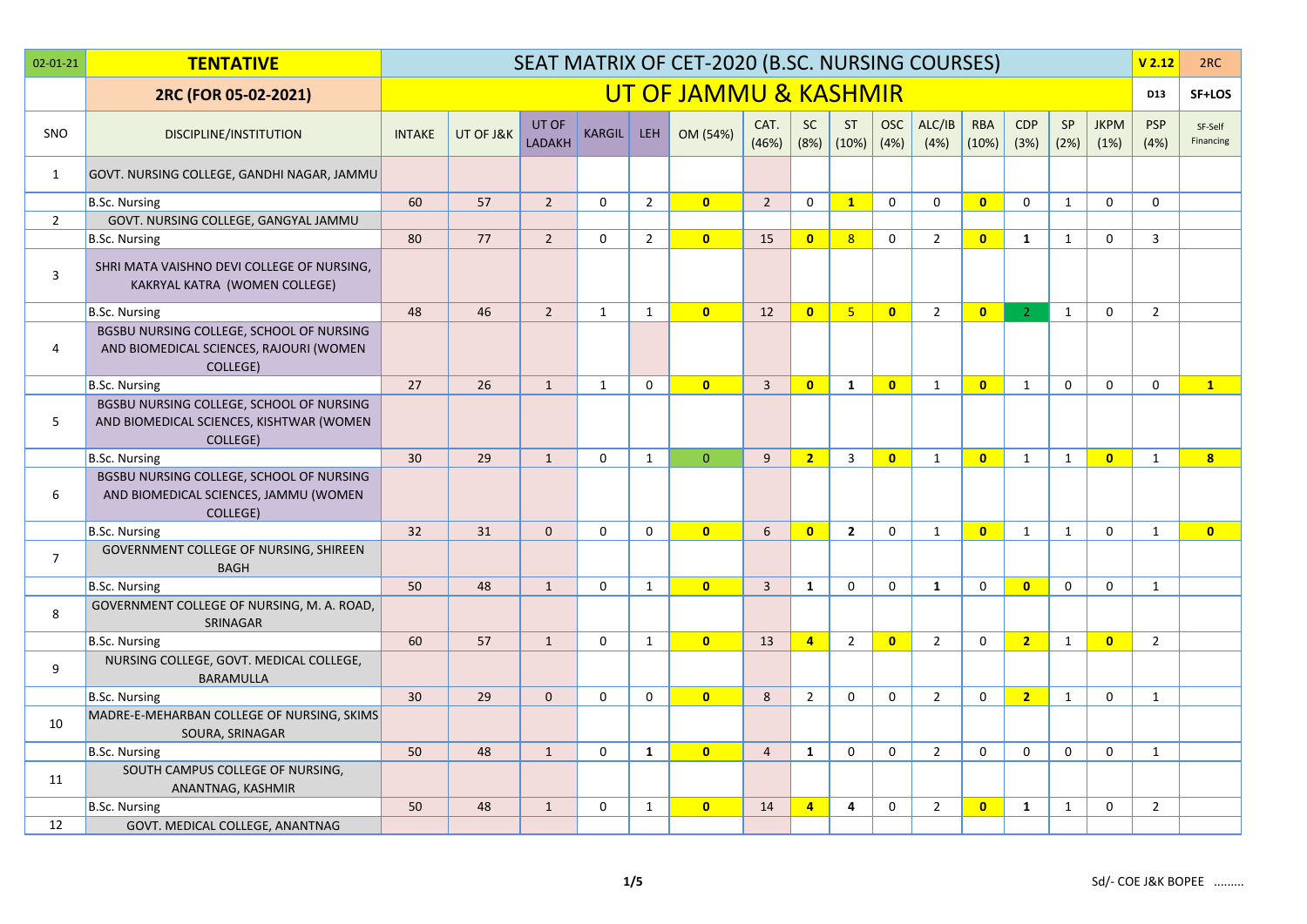| 02-01-21 | TENTATIVE | SEAT MATRIX OF CET-2020 (B.SC. NURSING COURSES) | | | | | | | | | | | | | | | V 2.12 | 2RC |
|---|---|---|---|---|---|---|---|---|---|---|---|---|---|---|---|---|---|---|
| | 2RC (FOR 05-02-2021) | UT OF JAMMU & KASHMIR | | | | | | | | | | | | | | | D13 | SF+LOS |
| SNO | DISCIPLINE/INSTITUTION | INTAKE | UT OF J&K | UT OF LADAKH | KARGIL | LEH | OM (54%) | CAT. (46%) | SC (8%) | ST (10%) | OSC (4%) | ALC/IB (4%) | RBA (10%) | CDP (3%) | SP (2%) | JKPM (1%) | PSP (4%) | SF-Self Financing |
| 1 | GOVT. NURSING COLLEGE, GANDHI NAGAR, JAMMU | | | | | | | | | | | | | | | | | |
| | B.Sc. Nursing | 60 | 57 | 2 | 0 | 2 | 0 | 2 | 0 | 1 | 0 | 0 | 0 | 0 | 1 | 0 | 0 | |
| 2 | GOVT. NURSING COLLEGE, GANGYAL JAMMU | | | | | | | | | | | | | | | | | |
| | B.Sc. Nursing | 80 | 77 | 2 | 0 | 2 | 0 | 15 | 0 | 8 | 0 | 2 | 0 | 1 | 1 | 0 | 3 | |
| 3 | SHRI MATA VAISHNO DEVI COLLEGE OF NURSING, KAKRYAL KATRA (WOMEN COLLEGE) | | | | | | | | | | | | | | | | | |
| | B.Sc. Nursing | 48 | 46 | 2 | 1 | 1 | 0 | 12 | 0 | 5 | 0 | 2 | 0 | 2 | 1 | 0 | 2 | |
| 4 | BGSBU NURSING COLLEGE, SCHOOL OF NURSING AND BIOMEDICAL SCIENCES, RAJOURI (WOMEN COLLEGE) | | | | | | | | | | | | | | | | | |
| | B.Sc. Nursing | 27 | 26 | 1 | 1 | 0 | 0 | 3 | 0 | 1 | 0 | 1 | 0 | 1 | 0 | 0 | 0 | 1 |
| 5 | BGSBU NURSING COLLEGE, SCHOOL OF NURSING AND BIOMEDICAL SCIENCES, KISHTWAR (WOMEN COLLEGE) | | | | | | | | | | | | | | | | | |
| | B.Sc. Nursing | 30 | 29 | 1 | 0 | 1 | 0 | 9 | 2 | 3 | 0 | 1 | 0 | 1 | 1 | 0 | 1 | 8 |
| 6 | BGSBU NURSING COLLEGE, SCHOOL OF NURSING AND BIOMEDICAL SCIENCES, JAMMU (WOMEN COLLEGE) | | | | | | | | | | | | | | | | | |
| | B.Sc. Nursing | 32 | 31 | 0 | 0 | 0 | 0 | 6 | 0 | 2 | 0 | 1 | 0 | 1 | 1 | 0 | 1 | 0 |
| 7 | GOVERNMENT COLLEGE OF NURSING, SHIREEN BAGH | | | | | | | | | | | | | | | | | |
| | B.Sc. Nursing | 50 | 48 | 1 | 0 | 1 | 0 | 3 | 1 | 0 | 0 | 1 | 0 | 0 | 0 | 0 | 1 | |
| 8 | GOVERNMENT COLLEGE OF NURSING, M. A. ROAD, SRINAGAR | | | | | | | | | | | | | | | | | |
| | B.Sc. Nursing | 60 | 57 | 1 | 0 | 1 | 0 | 13 | 4 | 2 | 0 | 2 | 0 | 2 | 1 | 0 | 2 | |
| 9 | NURSING COLLEGE, GOVT. MEDICAL COLLEGE, BARAMULLA | | | | | | | | | | | | | | | | | |
| | B.Sc. Nursing | 30 | 29 | 0 | 0 | 0 | 0 | 8 | 2 | 0 | 0 | 2 | 0 | 2 | 1 | 0 | 1 | |
| 10 | MADRE-E-MEHARBAN COLLEGE OF NURSING, SKIMS SOURA, SRINAGAR | | | | | | | | | | | | | | | | | |
| | B.Sc. Nursing | 50 | 48 | 1 | 0 | 1 | 0 | 4 | 1 | 0 | 0 | 2 | 0 | 0 | 0 | 0 | 1 | |
| 11 | SOUTH CAMPUS COLLEGE OF NURSING, ANANTNAG, KASHMIR | | | | | | | | | | | | | | | | | |
| | B.Sc. Nursing | 50 | 48 | 1 | 0 | 1 | 0 | 14 | 4 | 4 | 0 | 2 | 0 | 1 | 1 | 0 | 2 | |
| 12 | GOVT. MEDICAL COLLEGE, ANANTNAG | | | | | | | | | | | | | | | | | |

Sd/- COE J&K BOPEE .........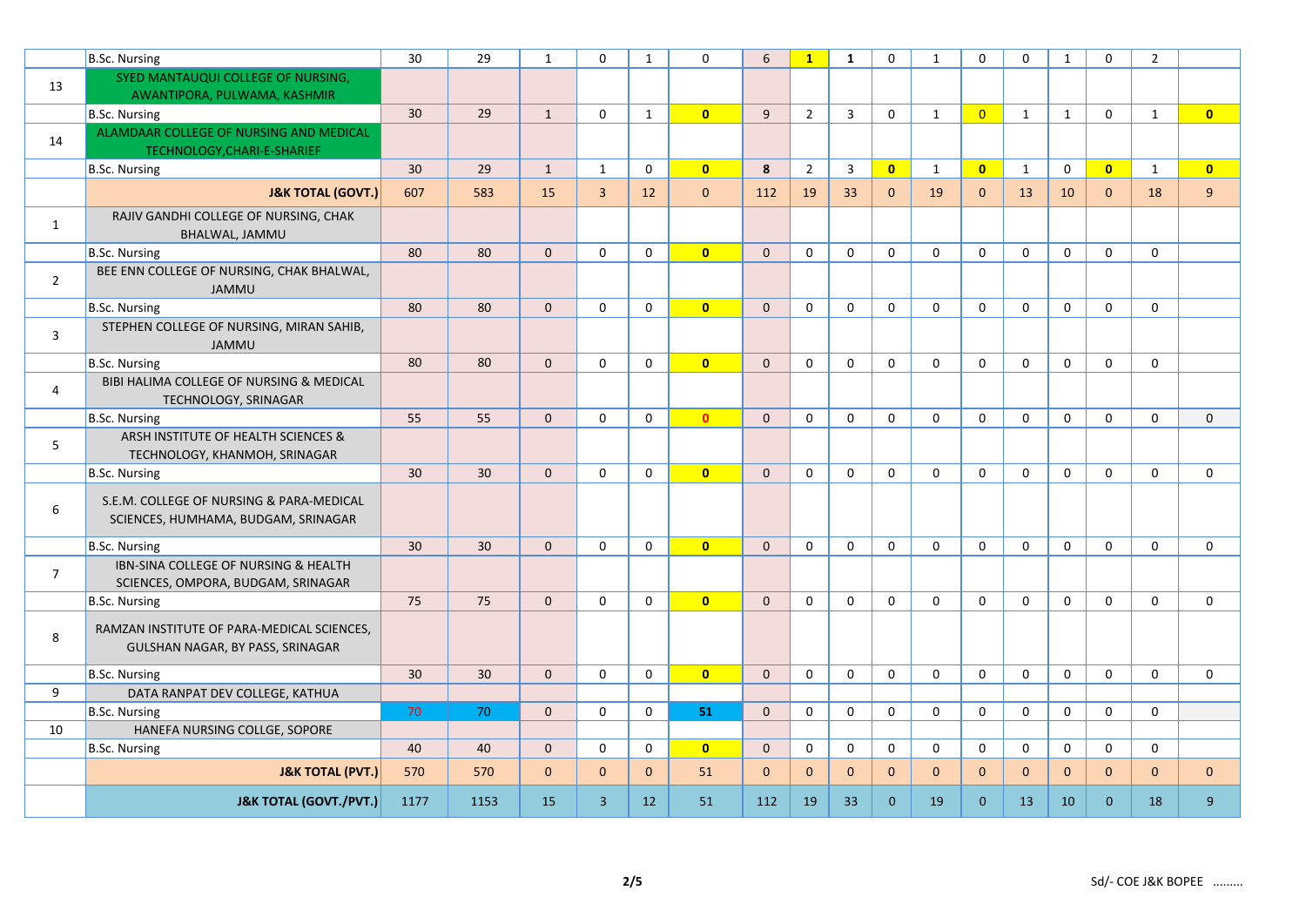|  |  |  |  |  |  |  |  |  |  |  |  |  |  |  |  |  |  |  |
|---|---|---|---|---|---|---|---|---|---|---|---|---|---|---|---|---|---|---|
|  | B.Sc. Nursing | 30 | 29 | 1 | 0 | 1 | 0 | 6 | **1** | **1** | 0 | 1 | 0 | 0 | 1 | 0 | 2 |  |
| 13 | SYED MANTAUQUI COLLEGE OF NURSING, AWANTIPORA, PULWAMA, KASHMIR |  |  |  |  |  |  |  |  |  |  |  |  |  |  |  |  |  |
|  | B.Sc. Nursing | 30 | 29 | 1 | 0 | 1 | **0** | 9 | 2 | 3 | 0 | 1 | 0 | 1 | 1 | 0 | 1 | **0** |
| 14 | ALAMDAAR COLLEGE OF NURSING AND MEDICAL TECHNOLOGY,CHARI-E-SHARIEF |  |  |  |  |  |  |  |  |  |  |  |  |  |  |  |  |  |
|  | B.Sc. Nursing | 30 | 29 | 1 | 1 | 0 | **0** | **8** | 2 | 3 | **0** | 1 | **0** | 1 | 0 | **0** | 1 | **0** |
|  | **J&K TOTAL (GOVT.)** | 607 | 583 | 15 | 3 | 12 | 0 | 112 | 19 | 33 | 0 | 19 | 0 | 13 | 10 | 0 | 18 | 9 |
| 1 | RAJIV GANDHI COLLEGE OF NURSING, CHAK BHALWAL, JAMMU |  |  |  |  |  |  |  |  |  |  |  |  |  |  |  |  |  |
|  | B.Sc. Nursing | 80 | 80 | 0 | 0 | 0 | **0** | 0 | 0 | 0 | 0 | 0 | 0 | 0 | 0 | 0 | 0 |  |
| 2 | BEE ENN COLLEGE OF NURSING, CHAK BHALWAL, JAMMU |  |  |  |  |  |  |  |  |  |  |  |  |  |  |  |  |  |
|  | B.Sc. Nursing | 80 | 80 | 0 | 0 | 0 | **0** | 0 | 0 | 0 | 0 | 0 | 0 | 0 | 0 | 0 | 0 |  |
| 3 | STEPHEN COLLEGE OF NURSING, MIRAN SAHIB, JAMMU |  |  |  |  |  |  |  |  |  |  |  |  |  |  |  |  |  |
|  | B.Sc. Nursing | 80 | 80 | 0 | 0 | 0 | **0** | 0 | 0 | 0 | 0 | 0 | 0 | 0 | 0 | 0 | 0 |  |
| 4 | BIBI HALIMA COLLEGE OF NURSING & MEDICAL TECHNOLOGY, SRINAGAR |  |  |  |  |  |  |  |  |  |  |  |  |  |  |  |  |  |
|  | B.Sc. Nursing | 55 | 55 | 0 | 0 | 0 | **0** | 0 | 0 | 0 | 0 | 0 | 0 | 0 | 0 | 0 | 0 | 0 |
| 5 | ARSH INSTITUTE OF HEALTH SCIENCES & TECHNOLOGY, KHANMOH, SRINAGAR |  |  |  |  |  |  |  |  |  |  |  |  |  |  |  |  |  |
|  | B.Sc. Nursing | 30 | 30 | 0 | 0 | 0 | **0** | 0 | 0 | 0 | 0 | 0 | 0 | 0 | 0 | 0 | 0 | 0 |
| 6 | S.E.M. COLLEGE OF NURSING & PARA-MEDICAL SCIENCES, HUMHAMA, BUDGAM, SRINAGAR |  |  |  |  |  |  |  |  |  |  |  |  |  |  |  |  |  |
|  | B.Sc. Nursing | 30 | 30 | 0 | 0 | 0 | **0** | 0 | 0 | 0 | 0 | 0 | 0 | 0 | 0 | 0 | 0 | 0 |
| 7 | IBN-SINA COLLEGE OF NURSING & HEALTH SCIENCES, OMPORA, BUDGAM, SRINAGAR |  |  |  |  |  |  |  |  |  |  |  |  |  |  |  |  |  |
|  | B.Sc. Nursing | 75 | 75 | 0 | 0 | 0 | **0** | 0 | 0 | 0 | 0 | 0 | 0 | 0 | 0 | 0 | 0 | 0 |
| 8 | RAMZAN INSTITUTE OF PARA-MEDICAL SCIENCES, GULSHAN NAGAR, BY PASS, SRINAGAR |  |  |  |  |  |  |  |  |  |  |  |  |  |  |  |  |  |
|  | B.Sc. Nursing | 30 | 30 | 0 | 0 | 0 | **0** | 0 | 0 | 0 | 0 | 0 | 0 | 0 | 0 | 0 | 0 | 0 |
| 9 | DATA RANPAT DEV COLLEGE, KATHUA |  |  |  |  |  |  |  |  |  |  |  |  |  |  |  |  |  |
|  | B.Sc. Nursing | 70 | 70 | 0 | 0 | 0 | **51** | 0 | 0 | 0 | 0 | 0 | 0 | 0 | 0 | 0 | 0 |  |
| 10 | HANEFA NURSING COLLGE, SOPORE |  |  |  |  |  |  |  |  |  |  |  |  |  |  |  |  |  |
|  | B.Sc. Nursing | 40 | 40 | 0 | 0 | 0 | **0** | 0 | 0 | 0 | 0 | 0 | 0 | 0 | 0 | 0 | 0 |  |
|  | **J&K TOTAL (PVT.)** | 570 | 570 | 0 | 0 | 0 | 51 | 0 | 0 | 0 | 0 | 0 | 0 | 0 | 0 | 0 | 0 | 0 |
|  | **J&K TOTAL (GOVT./PVT.)** | 1177 | 1153 | 15 | 3 | 12 | 51 | 112 | 19 | 33 | 0 | 19 | 0 | 13 | 10 | 0 | 18 | 9 |

Sd/- COE J&K BOPEE .........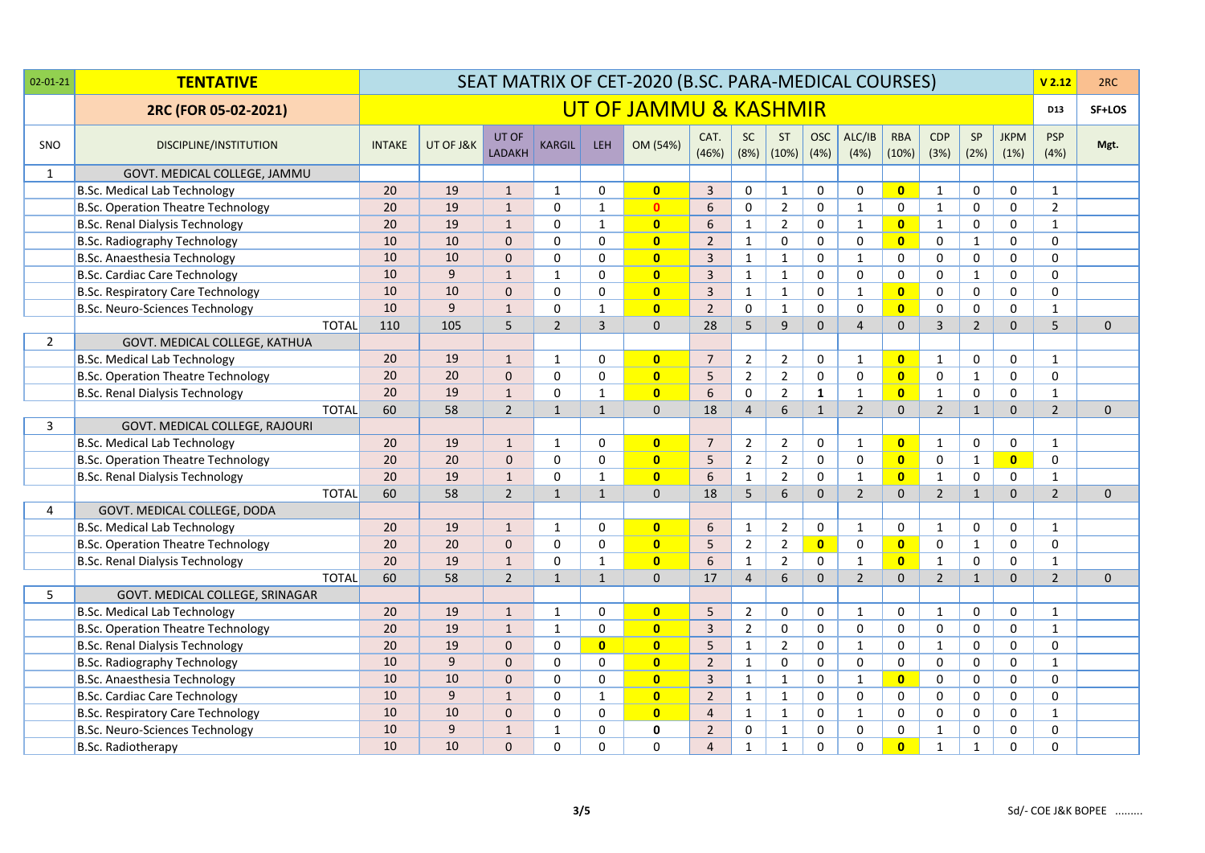| 02-01-21 | TENTATIVE | SEAT MATRIX OF CET-2020 (B.SC. PARA-MEDICAL COURSES) | | | | | | | | | | | | | | | V 2.12 | 2RC |
|---|---|---|---|---|---|---|---|---|---|---|---|---|---|---|---|---|---|---|
| | 2RC (FOR 05-02-2021) | UT OF JAMMU & KASHMIR | | | | | | | | | | | | | | | D13 | SF+LOS |
| SNO | DISCIPLINE/INSTITUTION | INTAKE | UT OF J&K | UT OF LADAKH | KARGIL | LEH | OM (54%) | CAT. (46%) | SC (8%) | ST (10%) | OSC (4%) | ALC/IB (4%) | RBA (10%) | CDP (3%) | SP (2%) | JKPM (1%) | PSP (4%) | Mgt. |
| 1 | GOVT. MEDICAL COLLEGE, JAMMU | | | | | | | | | | | | | | | | | |
| | B.Sc. Medical Lab Technology | 20 | 19 | 1 | 1 | 0 | 0 | 3 | 0 | 1 | 0 | 0 | 0 | 1 | 0 | 0 | 1 | |
| | B.Sc. Operation Theatre Technology | 20 | 19 | 1 | 0 | 1 | 0 | 6 | 0 | 2 | 0 | 1 | 0 | 1 | 0 | 0 | 2 | |
| | B.Sc. Renal Dialysis Technology | 20 | 19 | 1 | 0 | 1 | 0 | 6 | 1 | 2 | 0 | 1 | 0 | 1 | 0 | 0 | 1 | |
| | B.Sc. Radiography Technology | 10 | 10 | 0 | 0 | 0 | 0 | 2 | 1 | 0 | 0 | 0 | 0 | 0 | 1 | 0 | 0 | |
| | B.Sc. Anaesthesia Technology | 10 | 10 | 0 | 0 | 0 | 0 | 3 | 1 | 1 | 0 | 1 | 0 | 0 | 0 | 0 | 0 | |
| | B.Sc. Cardiac Care Technology | 10 | 9 | 1 | 1 | 0 | 0 | 3 | 1 | 1 | 0 | 0 | 0 | 0 | 1 | 0 | 0 | |
| | B.Sc. Respiratory Care Technology | 10 | 10 | 0 | 0 | 0 | 0 | 3 | 1 | 1 | 0 | 1 | 0 | 0 | 0 | 0 | 0 | |
| | B.Sc. Neuro-Sciences Technology | 10 | 9 | 1 | 0 | 1 | 0 | 2 | 0 | 1 | 0 | 0 | 0 | 0 | 0 | 0 | 1 | |
| | TOTAL | 110 | 105 | 5 | 2 | 3 | 0 | 28 | 5 | 9 | 0 | 4 | 0 | 3 | 2 | 0 | 5 | 0 |
| 2 | GOVT. MEDICAL COLLEGE, KATHUA | | | | | | | | | | | | | | | | | |
| | B.Sc. Medical Lab Technology | 20 | 19 | 1 | 1 | 0 | 0 | 7 | 2 | 2 | 0 | 1 | 0 | 1 | 0 | 0 | 1 | |
| | B.Sc. Operation Theatre Technology | 20 | 20 | 0 | 0 | 0 | 0 | 5 | 2 | 2 | 0 | 0 | 0 | 0 | 1 | 0 | 0 | |
| | B.Sc. Renal Dialysis Technology | 20 | 19 | 1 | 0 | 1 | 0 | 6 | 0 | 2 | 1 | 1 | 0 | 1 | 0 | 0 | 1 | |
| | TOTAL | 60 | 58 | 2 | 1 | 1 | 0 | 18 | 4 | 6 | 1 | 2 | 0 | 2 | 1 | 0 | 2 | 0 |
| 3 | GOVT. MEDICAL COLLEGE, RAJOURI | | | | | | | | | | | | | | | | | |
| | B.Sc. Medical Lab Technology | 20 | 19 | 1 | 1 | 0 | 0 | 7 | 2 | 2 | 0 | 1 | 0 | 1 | 0 | 0 | 1 | |
| | B.Sc. Operation Theatre Technology | 20 | 20 | 0 | 0 | 0 | 0 | 5 | 2 | 2 | 0 | 0 | 0 | 0 | 1 | 0 | 0 | |
| | B.Sc. Renal Dialysis Technology | 20 | 19 | 1 | 0 | 1 | 0 | 6 | 1 | 2 | 0 | 1 | 0 | 1 | 0 | 0 | 1 | |
| | TOTAL | 60 | 58 | 2 | 1 | 1 | 0 | 18 | 5 | 6 | 0 | 2 | 0 | 2 | 1 | 0 | 2 | 0 |
| 4 | GOVT. MEDICAL COLLEGE, DODA | | | | | | | | | | | | | | | | | |
| | B.Sc. Medical Lab Technology | 20 | 19 | 1 | 1 | 0 | 0 | 6 | 1 | 2 | 0 | 1 | 0 | 1 | 0 | 0 | 1 | |
| | B.Sc. Operation Theatre Technology | 20 | 20 | 0 | 0 | 0 | 0 | 5 | 2 | 2 | 0 | 0 | 0 | 0 | 1 | 0 | 0 | |
| | B.Sc. Renal Dialysis Technology | 20 | 19 | 1 | 0 | 1 | 0 | 6 | 1 | 2 | 0 | 1 | 0 | 1 | 0 | 0 | 1 | |
| | TOTAL | 60 | 58 | 2 | 1 | 1 | 0 | 17 | 4 | 6 | 0 | 2 | 0 | 2 | 1 | 0 | 2 | 0 |
| 5 | GOVT. MEDICAL COLLEGE, SRINAGAR | | | | | | | | | | | | | | | | | |
| | B.Sc. Medical Lab Technology | 20 | 19 | 1 | 1 | 0 | 0 | 5 | 2 | 0 | 0 | 1 | 0 | 1 | 0 | 0 | 1 | |
| | B.Sc. Operation Theatre Technology | 20 | 19 | 1 | 1 | 0 | 0 | 3 | 2 | 0 | 0 | 0 | 0 | 0 | 0 | 0 | 1 | |
| | B.Sc. Renal Dialysis Technology | 20 | 19 | 0 | 0 | 0 | 0 | 5 | 1 | 2 | 0 | 1 | 0 | 1 | 0 | 0 | 0 | |
| | B.Sc. Radiography Technology | 10 | 9 | 0 | 0 | 0 | 0 | 2 | 1 | 0 | 0 | 0 | 0 | 0 | 0 | 0 | 1 | |
| | B.Sc. Anaesthesia Technology | 10 | 10 | 0 | 0 | 0 | 0 | 3 | 1 | 1 | 0 | 1 | 0 | 0 | 0 | 0 | 0 | |
| | B.Sc. Cardiac Care Technology | 10 | 9 | 1 | 0 | 1 | 0 | 2 | 1 | 1 | 0 | 0 | 0 | 0 | 0 | 0 | 0 | |
| | B.Sc. Respiratory Care Technology | 10 | 10 | 0 | 0 | 0 | 0 | 4 | 1 | 1 | 0 | 1 | 0 | 0 | 0 | 0 | 1 | |
| | B.Sc. Neuro-Sciences Technology | 10 | 9 | 1 | 1 | 0 | 0 | 2 | 0 | 1 | 0 | 0 | 0 | 1 | 0 | 0 | 0 | |
| | B.Sc. Radiotherapy | 10 | 10 | 0 | 0 | 0 | 0 | 4 | 1 | 1 | 0 | 0 | 0 | 1 | 1 | 0 | 0 | |

Sd/- COE J&K BOPEE .........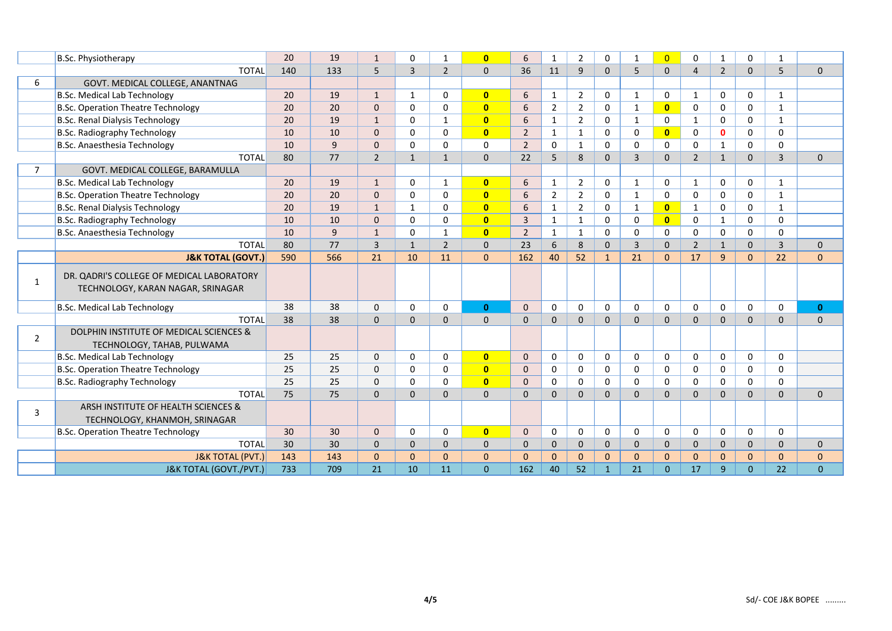| | | | | | | | | | | | | | | | | | | |
|---|---|---|---|---|---|---|---|---|---|---|---|---|---|---|---|---|---|---|
| | B.Sc. Physiotherapy | 20 | 19 | 1 | 0 | 1 | **0** | 6 | 1 | 2 | 0 | 1 | **0** | 0 | 1 | 0 | 1 | |
| | TOTAL | 140 | 133 | 5 | 3 | 2 | 0 | 36 | 11 | 9 | 0 | 5 | 0 | 4 | 2 | 0 | 5 | 0 |
| 6 | GOVT. MEDICAL COLLEGE, ANANTNAG | | | | | | | | | | | | | | | | | |
| | B.Sc. Medical Lab Technology | 20 | 19 | 1 | 1 | 0 | **0** | 6 | 1 | 2 | 0 | 1 | 0 | 1 | 0 | 0 | 1 | |
| | B.Sc. Operation Theatre Technology | 20 | 20 | 0 | 0 | 0 | **0** | 6 | 2 | 2 | 0 | 1 | **0** | 0 | 0 | 0 | 1 | |
| | B.Sc. Renal Dialysis Technology | 20 | 19 | 1 | 0 | 1 | **0** | 6 | 1 | 2 | 0 | 1 | 0 | 1 | 0 | 0 | 1 | |
| | B.Sc. Radiography Technology | 10 | 10 | 0 | 0 | 0 | **0** | 2 | 1 | 1 | 0 | 0 | **0** | 0 | **0** | 0 | 0 | |
| | B.Sc. Anaesthesia Technology | 10 | 9 | 0 | 0 | 0 | 0 | 2 | 0 | 1 | 0 | 0 | 0 | 0 | 1 | 0 | 0 | |
| | TOTAL | 80 | 77 | 2 | 1 | 1 | 0 | 22 | 5 | 8 | 0 | 3 | 0 | 2 | 1 | 0 | 3 | 0 |
| 7 | GOVT. MEDICAL COLLEGE, BARAMULLA | | | | | | | | | | | | | | | | | |
| | B.Sc. Medical Lab Technology | 20 | 19 | 1 | 0 | 1 | **0** | 6 | 1 | 2 | 0 | 1 | 0 | 1 | 0 | 0 | 1 | |
| | B.Sc. Operation Theatre Technology | 20 | 20 | 0 | 0 | 0 | **0** | 6 | 2 | 2 | 0 | 1 | 0 | 0 | 0 | 0 | 1 | |
| | B.Sc. Renal Dialysis Technology | 20 | 19 | 1 | 1 | 0 | **0** | 6 | 1 | 2 | 0 | 1 | **0** | 1 | 0 | 0 | 1 | |
| | B.Sc. Radiography Technology | 10 | 10 | 0 | 0 | 0 | **0** | 3 | 1 | 1 | 0 | 0 | **0** | 0 | 1 | 0 | 0 | |
| | B.Sc. Anaesthesia Technology | 10 | 9 | 1 | 0 | 1 | **0** | 2 | 1 | 1 | 0 | 0 | 0 | 0 | 0 | 0 | 0 | |
| | TOTAL | 80 | 77 | 3 | 1 | 2 | 0 | 23 | 6 | 8 | 0 | 3 | 0 | 2 | 1 | 0 | 3 | 0 |
| | **J&K TOTAL (GOVT.)** | 590 | 566 | 21 | 10 | 11 | 0 | 162 | 40 | 52 | 1 | 21 | 0 | 17 | 9 | 0 | 22 | 0 |
| 1 | DR. QADRI'S COLLEGE OF MEDICAL LABORATORY TECHNOLOGY, KARAN NAGAR, SRINAGAR | | | | | | | | | | | | | | | | | |
| | B.Sc. Medical Lab Technology | 38 | 38 | 0 | 0 | 0 | **0** | 0 | 0 | 0 | 0 | 0 | 0 | 0 | 0 | 0 | 0 | **0** |
| | TOTAL | 38 | 38 | 0 | 0 | 0 | 0 | 0 | 0 | 0 | 0 | 0 | 0 | 0 | 0 | 0 | 0 | 0 |
| 2 | DOLPHIN INSTITUTE OF MEDICAL SCIENCES & TECHNOLOGY, TAHAB, PULWAMA | | | | | | | | | | | | | | | | | |
| | B.Sc. Medical Lab Technology | 25 | 25 | 0 | 0 | 0 | **0** | 0 | 0 | 0 | 0 | 0 | 0 | 0 | 0 | 0 | 0 | |
| | B.Sc. Operation Theatre Technology | 25 | 25 | 0 | 0 | 0 | **0** | 0 | 0 | 0 | 0 | 0 | 0 | 0 | 0 | 0 | 0 | |
| | B.Sc. Radiography Technology | 25 | 25 | 0 | 0 | 0 | **0** | 0 | 0 | 0 | 0 | 0 | 0 | 0 | 0 | 0 | 0 | |
| | TOTAL | 75 | 75 | 0 | 0 | 0 | 0 | 0 | 0 | 0 | 0 | 0 | 0 | 0 | 0 | 0 | 0 | 0 |
| 3 | ARSH INSTITUTE OF HEALTH SCIENCES & TECHNOLOGY, KHANMOH, SRINAGAR | | | | | | | | | | | | | | | | | |
| | B.Sc. Operation Theatre Technology | 30 | 30 | 0 | 0 | 0 | **0** | 0 | 0 | 0 | 0 | 0 | 0 | 0 | 0 | 0 | 0 | |
| | TOTAL | 30 | 30 | 0 | 0 | 0 | 0 | 0 | 0 | 0 | 0 | 0 | 0 | 0 | 0 | 0 | 0 | 0 |
| | J&K TOTAL (PVT.) | 143 | 143 | 0 | 0 | 0 | 0 | 0 | 0 | 0 | 0 | 0 | 0 | 0 | 0 | 0 | 0 | 0 |
| | J&K TOTAL (GOVT./PVT.) | 733 | 709 | 21 | 10 | 11 | 0 | 162 | 40 | 52 | 1 | 21 | 0 | 17 | 9 | 0 | 22 | 0 |

Sd/- COE J&K BOPEE .........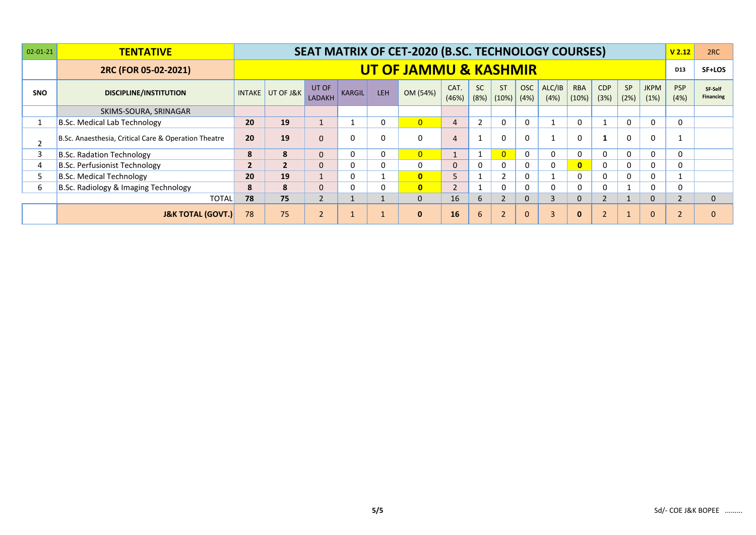| 02-01-21 | TENTATIVE | SEAT MATRIX OF CET-2020 (B.SC. TECHNOLOGY COURSES) | | | | | | | | | | | | | | | V 2.12 | 2RC |
|---|---|---|---|---|---|---|---|---|---|---|---|---|---|---|---|---|---|---|
| | 2RC (FOR 05-02-2021) | UT OF JAMMU & KASHMIR | | | | | | | | | | | | | | | D13 | SF+LOS |
| SNO | DISCIPLINE/INSTITUTION | INTAKE | UT OF J&K | UT OF LADAKH | KARGIL | LEH | OM (54%) | CAT. (46%) | SC (8%) | ST (10%) | OSC (4%) | ALC/IB (4%) | RBA (10%) | CDP (3%) | SP (2%) | JKPM (1%) | PSP (4%) | SF-Self Financing |
| | SKIMS-SOURA, SRINAGAR | | | | | | | | | | | | | | | | | |
| 1 | B.Sc. Medical Lab Technology | 20 | 19 | 1 | 1 | 0 | 0 | 4 | 2 | 0 | 0 | 1 | 0 | 1 | 0 | 0 | 0 | |
| 2 | B.Sc. Anaesthesia, Critical Care & Operation Theatre | 20 | 19 | 0 | 0 | 0 | 0 | 4 | 1 | 0 | 0 | 1 | 0 | 1 | 0 | 0 | 1 | |
| 3 | B.Sc. Radation Technology | 8 | 8 | 0 | 0 | 0 | 0 | 1 | 1 | 0 | 0 | 0 | 0 | 0 | 0 | 0 | 0 | |
| 4 | B.Sc. Perfusionist Technology | 2 | 2 | 0 | 0 | 0 | 0 | 0 | 0 | 0 | 0 | 0 | 0 | 0 | 0 | 0 | 0 | |
| 5 | B.Sc. Medical Technology | 20 | 19 | 1 | 0 | 1 | 0 | 5 | 1 | 2 | 0 | 1 | 0 | 0 | 0 | 0 | 1 | |
| 6 | B.Sc. Radiology & Imaging Technology | 8 | 8 | 0 | 0 | 0 | 0 | 2 | 1 | 0 | 0 | 0 | 0 | 0 | 1 | 0 | 0 | |
| | TOTAL | 78 | 75 | 2 | 1 | 1 | 0 | 16 | 6 | 2 | 0 | 3 | 0 | 2 | 1 | 0 | 2 | 0 |
| | J&K TOTAL (GOVT.) | 78 | 75 | 2 | 1 | 1 | 0 | 16 | 6 | 2 | 0 | 3 | 0 | 2 | 1 | 0 | 2 | 0 |

Sd/- COE J&K BOPEE .........